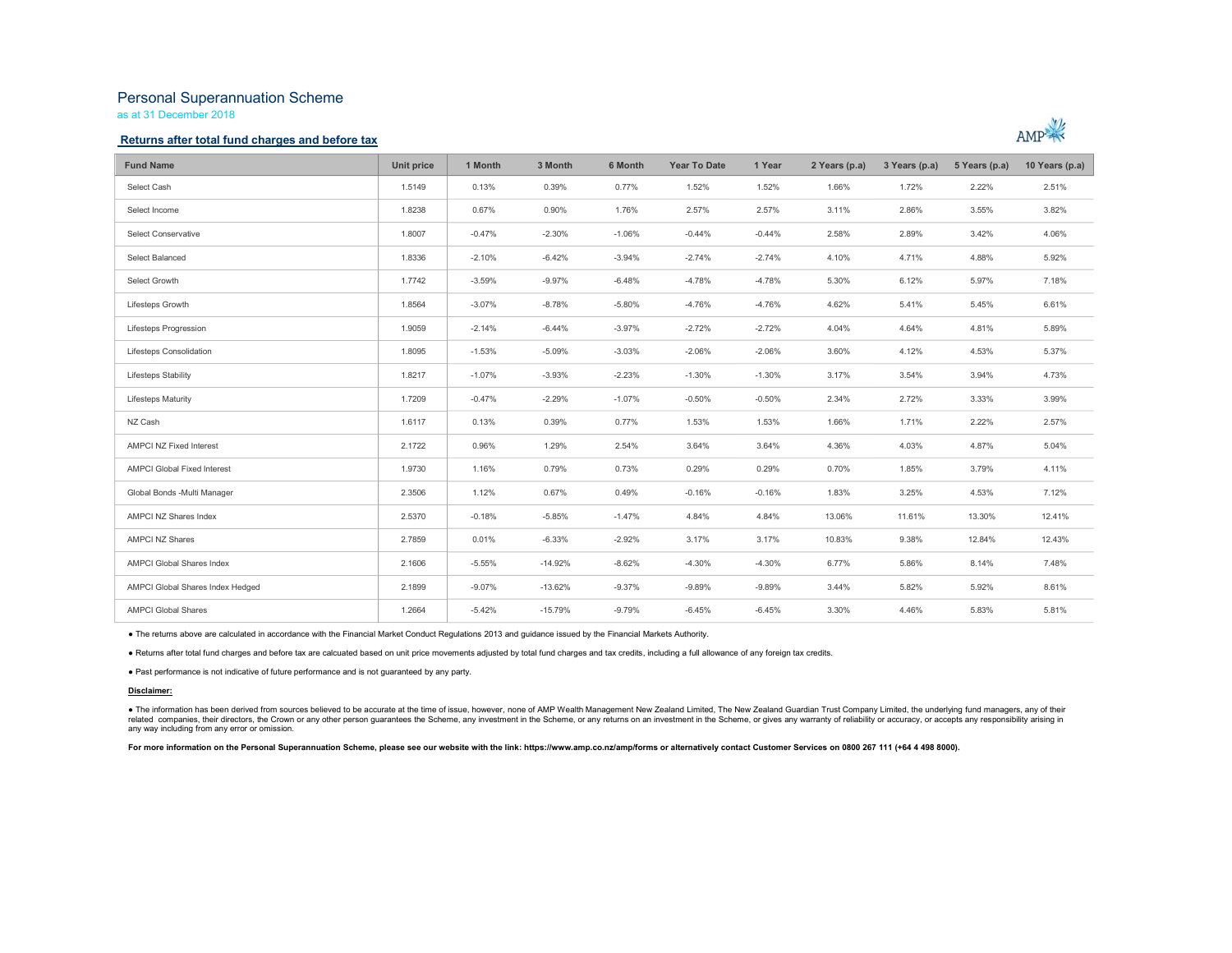# Personal Superannuation Scheme

as at 31 December 2018

## Returns after total fund charges and before tax

| Fund Name | Unit price | 1 Month | 3 Month | 6 Month | Year To Date | 1 Year | 2 Years (p.a) | 3 Years (p.a) | 5 Years (p.a) | 10 Years (p.a) |
|---|---|---|---|---|---|---|---|---|---|---|
| Select Cash | 1.5149 | 0.13% | 0.39% | 0.77% | 1.52% | 1.52% | 1.66% | 1.72% | 2.22% | 2.51% |
| Select Income | 1.8238 | 0.67% | 0.90% | 1.76% | 2.57% | 2.57% | 3.11% | 2.86% | 3.55% | 3.82% |
| Select Conservative | 1.8007 | -0.47% | -2.30% | -1.06% | -0.44% | -0.44% | 2.58% | 2.89% | 3.42% | 4.06% |
| Select Balanced | 1.8336 | -2.10% | -6.42% | -3.94% | -2.74% | -2.74% | 4.10% | 4.71% | 4.88% | 5.92% |
| Select Growth | 1.7742 | -3.59% | -9.97% | -6.48% | -4.78% | -4.78% | 5.30% | 6.12% | 5.97% | 7.18% |
| Lifesteps Growth | 1.8564 | -3.07% | -8.78% | -5.80% | -4.76% | -4.76% | 4.62% | 5.41% | 5.45% | 6.61% |
| Lifesteps Progression | 1.9059 | -2.14% | -6.44% | -3.97% | -2.72% | -2.72% | 4.04% | 4.64% | 4.81% | 5.89% |
| Lifesteps Consolidation | 1.8095 | -1.53% | -5.09% | -3.03% | -2.06% | -2.06% | 3.60% | 4.12% | 4.53% | 5.37% |
| Lifesteps Stability | 1.8217 | -1.07% | -3.93% | -2.23% | -1.30% | -1.30% | 3.17% | 3.54% | 3.94% | 4.73% |
| Lifesteps Maturity | 1.7209 | -0.47% | -2.29% | -1.07% | -0.50% | -0.50% | 2.34% | 2.72% | 3.33% | 3.99% |
| NZ Cash | 1.6117 | 0.13% | 0.39% | 0.77% | 1.53% | 1.53% | 1.66% | 1.71% | 2.22% | 2.57% |
| AMPCI NZ Fixed Interest | 2.1722 | 0.96% | 1.29% | 2.54% | 3.64% | 3.64% | 4.36% | 4.03% | 4.87% | 5.04% |
| AMPCI Global Fixed Interest | 1.9730 | 1.16% | 0.79% | 0.73% | 0.29% | 0.29% | 0.70% | 1.85% | 3.79% | 4.11% |
| Global Bonds -Multi Manager | 2.3506 | 1.12% | 0.67% | 0.49% | -0.16% | -0.16% | 1.83% | 3.25% | 4.53% | 7.12% |
| AMPCI NZ Shares Index | 2.5370 | -0.18% | -5.85% | -1.47% | 4.84% | 4.84% | 13.06% | 11.61% | 13.30% | 12.41% |
| AMPCI NZ Shares | 2.7859 | 0.01% | -6.33% | -2.92% | 3.17% | 3.17% | 10.83% | 9.38% | 12.84% | 12.43% |
| AMPCI Global Shares Index | 2.1606 | -5.55% | -14.92% | -8.62% | -4.30% | -4.30% | 6.77% | 5.86% | 8.14% | 7.48% |
| AMPCI Global Shares Index Hedged | 2.1899 | -9.07% | -13.62% | -9.37% | -9.89% | -9.89% | 3.44% | 5.82% | 5.92% | 8.61% |
| AMPCI Global Shares | 1.2664 | -5.42% | -15.79% | -9.79% | -6.45% | -6.45% | 3.30% | 4.46% | 5.83% | 5.81% |

- The returns above are calculated in accordance with the Financial Market Conduct Regulations 2013 and guidance issued by the Financial Markets Authority.
- Returns after total fund charges and before tax are calcuated based on unit price movements adjusted by total fund charges and tax credits, including a full allowance of any foreign tax credits.
- Past performance is not indicative of future performance and is not guaranteed by any party.

**Disclaimer:**

- The information has been derived from sources believed to be accurate at the time of issue, however, none of AMP Wealth Management New Zealand Limited, The New Zealand Guardian Trust Company Limited, the underlying fund managers, any of their related companies, their directors, the Crown or any other person guarantees the Scheme, any investment in the Scheme, or any returns on an investment in the Scheme, or gives any warranty of reliability or accuracy, or accepts any responsibility arising in any way including from any error or omission.

**For more information on the Personal Superannuation Scheme, please see our website with the link: https://www.amp.co.nz/amp/forms or alternatively contact Customer Services on 0800 267 111 (+64 4 498 8000).**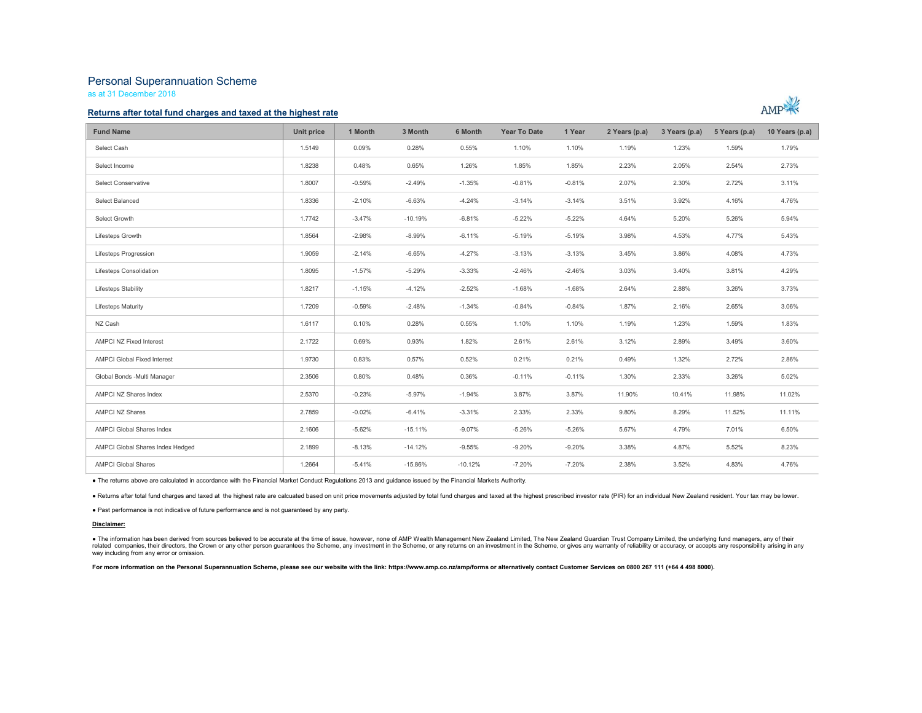# Personal Superannuation Scheme

as at 31 December 2018

## Returns after total fund charges and taxed at the highest rate

AMP

| Fund Name | Unit price | 1 Month | 3 Month | 6 Month | Year To Date | 1 Year | 2 Years (p.a) | 3 Years (p.a) | 5 Years (p.a) | 10 Years (p.a) |
|---|---|---|---|---|---|---|---|---|---|---|
| Select Cash | 1.5149 | 0.09% | 0.28% | 0.55% | 1.10% | 1.10% | 1.19% | 1.23% | 1.59% | 1.79% |
| Select Income | 1.8238 | 0.48% | 0.65% | 1.26% | 1.85% | 1.85% | 2.23% | 2.05% | 2.54% | 2.73% |
| Select Conservative | 1.8007 | -0.59% | -2.49% | -1.35% | -0.81% | -0.81% | 2.07% | 2.30% | 2.72% | 3.11% |
| Select Balanced | 1.8336 | -2.10% | -6.63% | -4.24% | -3.14% | -3.14% | 3.51% | 3.92% | 4.16% | 4.76% |
| Select Growth | 1.7742 | -3.47% | -10.19% | -6.81% | -5.22% | -5.22% | 4.64% | 5.20% | 5.26% | 5.94% |
| Lifesteps Growth | 1.8564 | -2.98% | -8.99% | -6.11% | -5.19% | -5.19% | 3.98% | 4.53% | 4.77% | 5.43% |
| Lifesteps Progression | 1.9059 | -2.14% | -6.65% | -4.27% | -3.13% | -3.13% | 3.45% | 3.86% | 4.08% | 4.73% |
| Lifesteps Consolidation | 1.8095 | -1.57% | -5.29% | -3.33% | -2.46% | -2.46% | 3.03% | 3.40% | 3.81% | 4.29% |
| Lifesteps Stability | 1.8217 | -1.15% | -4.12% | -2.52% | -1.68% | -1.68% | 2.64% | 2.88% | 3.26% | 3.73% |
| Lifesteps Maturity | 1.7209 | -0.59% | -2.48% | -1.34% | -0.84% | -0.84% | 1.87% | 2.16% | 2.65% | 3.06% |
| NZ Cash | 1.6117 | 0.10% | 0.28% | 0.55% | 1.10% | 1.10% | 1.19% | 1.23% | 1.59% | 1.83% |
| AMPCI NZ Fixed Interest | 2.1722 | 0.69% | 0.93% | 1.82% | 2.61% | 2.61% | 3.12% | 2.89% | 3.49% | 3.60% |
| AMPCI Global Fixed Interest | 1.9730 | 0.83% | 0.57% | 0.52% | 0.21% | 0.21% | 0.49% | 1.32% | 2.72% | 2.86% |
| Global Bonds -Multi Manager | 2.3506 | 0.80% | 0.48% | 0.36% | -0.11% | -0.11% | 1.30% | 2.33% | 3.26% | 5.02% |
| AMPCI NZ Shares Index | 2.5370 | -0.23% | -5.97% | -1.94% | 3.87% | 3.87% | 11.90% | 10.41% | 11.98% | 11.02% |
| AMPCI NZ Shares | 2.7859 | -0.02% | -6.41% | -3.31% | 2.33% | 2.33% | 9.80% | 8.29% | 11.52% | 11.11% |
| AMPCI Global Shares Index | 2.1606 | -5.62% | -15.11% | -9.07% | -5.26% | -5.26% | 5.67% | 4.79% | 7.01% | 6.50% |
| AMPCI Global Shares Index Hedged | 2.1899 | -8.13% | -14.12% | -9.55% | -9.20% | -9.20% | 3.38% | 4.87% | 5.52% | 8.23% |
| AMPCI Global Shares | 1.2664 | -5.41% | -15.86% | -10.12% | -7.20% | -7.20% | 2.38% | 3.52% | 4.83% | 4.76% |

- The returns above are calculated in accordance with the Financial Market Conduct Regulations 2013 and guidance issued by the Financial Markets Authority.
- Returns after total fund charges and taxed at the highest rate are calcuated based on unit price movements adjusted by total fund charges and taxed at the highest prescribed investor rate (PIR) for an individual New Zealand resident. Your tax may be lower.
- Past performance is not indicative of future performance and is not guaranteed by any party.

**Disclaimer:**

- The information has been derived from sources believed to be accurate at the time of issue, however, none of AMP Wealth Management New Zealand Limited, The New Zealand Guardian Trust Company Limited, the underlying fund managers, any of their related companies, their directors, the Crown or any other person guarantees the Scheme, any investment in the Scheme, or any returns on an investment in the Scheme, or gives any warranty of reliability or accuracy, or accepts any responsibility arising in any way including from any error or omission.

**For more information on the Personal Superannuation Scheme, please see our website with the link: https://www.amp.co.nz/amp/forms or alternatively contact Customer Services on 0800 267 111 (+64 4 498 8000).**